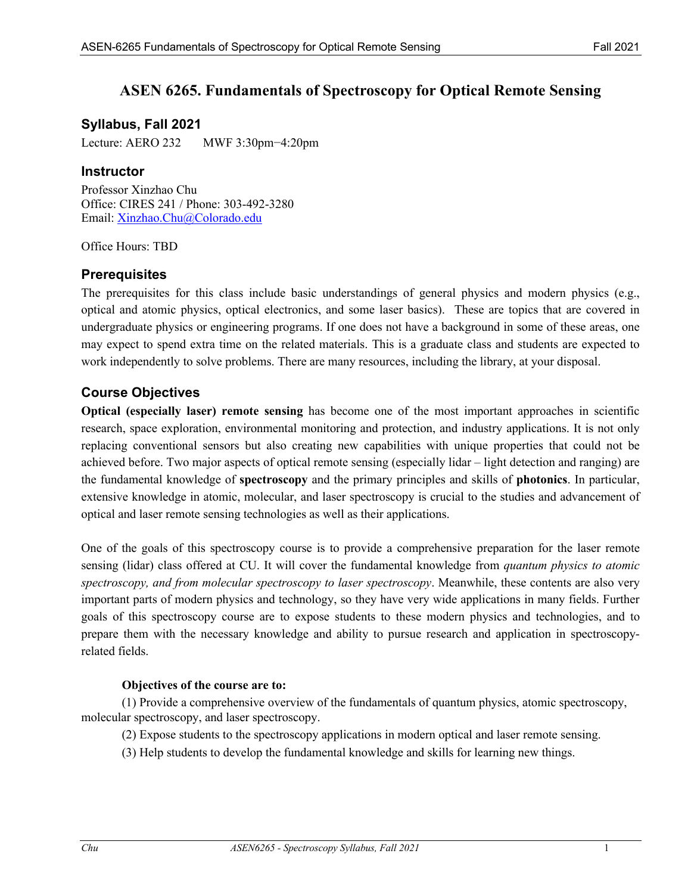# ASEN 6265. Fundamentals of Spectroscopy for Optical Remote Sensing

## Syllabus, Fall 2021

Lecture: AERO 232    MWF 3:30pm−4:20pm

## Instructor

Professor Xinzhao Chu
Office: CIRES 241 / Phone: 303-492-3280
Email: Xinzhao.Chu@Colorado.edu

Office Hours: TBD

## Prerequisites

The prerequisites for this class include basic understandings of general physics and modern physics (e.g., optical and atomic physics, optical electronics, and some laser basics). These are topics that are covered in undergraduate physics or engineering programs. If one does not have a background in some of these areas, one may expect to spend extra time on the related materials. This is a graduate class and students are expected to work independently to solve problems. There are many resources, including the library, at your disposal.

## Course Objectives

**Optical (especially laser) remote sensing** has become one of the most important approaches in scientific research, space exploration, environmental monitoring and protection, and industry applications. It is not only replacing conventional sensors but also creating new capabilities with unique properties that could not be achieved before. Two major aspects of optical remote sensing (especially lidar – light detection and ranging) are the fundamental knowledge of **spectroscopy** and the primary principles and skills of **photonics**. In particular, extensive knowledge in atomic, molecular, and laser spectroscopy is crucial to the studies and advancement of optical and laser remote sensing technologies as well as their applications.

One of the goals of this spectroscopy course is to provide a comprehensive preparation for the laser remote sensing (lidar) class offered at CU. It will cover the fundamental knowledge from *quantum physics to atomic spectroscopy, and from molecular spectroscopy to laser spectroscopy*. Meanwhile, these contents are also very important parts of modern physics and technology, so they have very wide applications in many fields. Further goals of this spectroscopy course are to expose students to these modern physics and technologies, and to prepare them with the necessary knowledge and ability to pursue research and application in spectroscopy-related fields.

**Objectives of the course are to:**

(1) Provide a comprehensive overview of the fundamentals of quantum physics, atomic spectroscopy, molecular spectroscopy, and laser spectroscopy.

(2) Expose students to the spectroscopy applications in modern optical and laser remote sensing.

(3) Help students to develop the fundamental knowledge and skills for learning new things.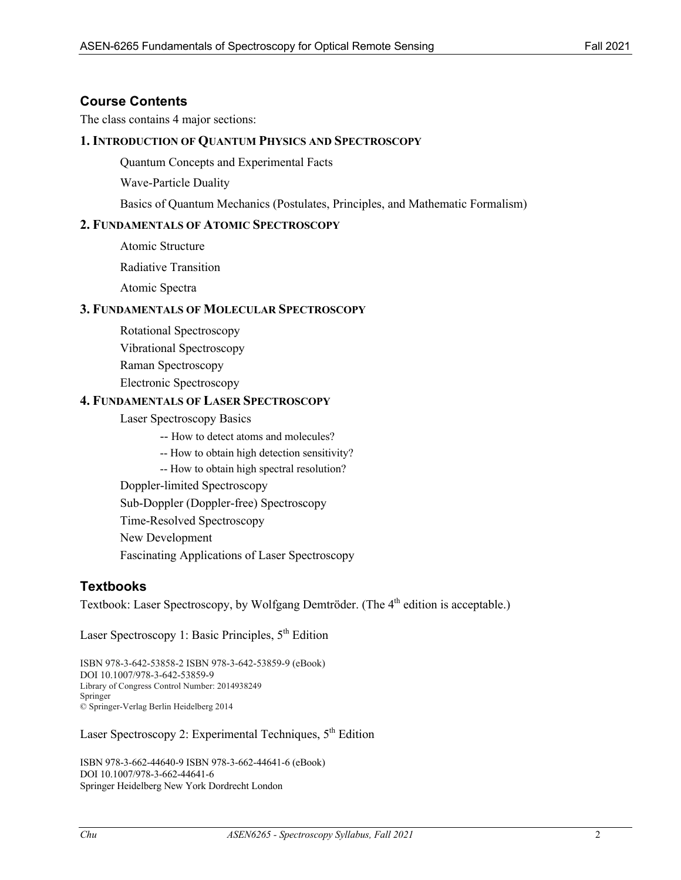## Course Contents

The class contains 4 major sections:

### 1. Introduction of Quantum Physics and Spectroscopy

- Quantum Concepts and Experimental Facts
- Wave-Particle Duality
- Basics of Quantum Mechanics (Postulates, Principles, and Mathematic Formalism)

### 2. Fundamentals of Atomic Spectroscopy

- Atomic Structure
- Radiative Transition
- Atomic Spectra

### 3. Fundamentals of Molecular Spectroscopy

- Rotational Spectroscopy
- Vibrational Spectroscopy
- Raman Spectroscopy
- Electronic Spectroscopy

### 4. Fundamentals of Laser Spectroscopy

- Laser Spectroscopy Basics
  - -- How to detect atoms and molecules?
  - -- How to obtain high detection sensitivity?
  - -- How to obtain high spectral resolution?
- Doppler-limited Spectroscopy
- Sub-Doppler (Doppler-free) Spectroscopy
- Time-Resolved Spectroscopy
- New Development
- Fascinating Applications of Laser Spectroscopy

## Textbooks

Textbook: Laser Spectroscopy, by Wolfgang Demtröder. (The 4th edition is acceptable.)

Laser Spectroscopy 1: Basic Principles, 5th Edition

ISBN 978-3-642-53858-2 ISBN 978-3-642-53859-9 (eBook)
DOI 10.1007/978-3-642-53859-9
Library of Congress Control Number: 2014938249
Springer
© Springer-Verlag Berlin Heidelberg 2014

Laser Spectroscopy 2: Experimental Techniques, 5th Edition

ISBN 978-3-662-44640-9 ISBN 978-3-662-44641-6 (eBook)
DOI 10.1007/978-3-662-44641-6
Springer Heidelberg New York Dordrecht London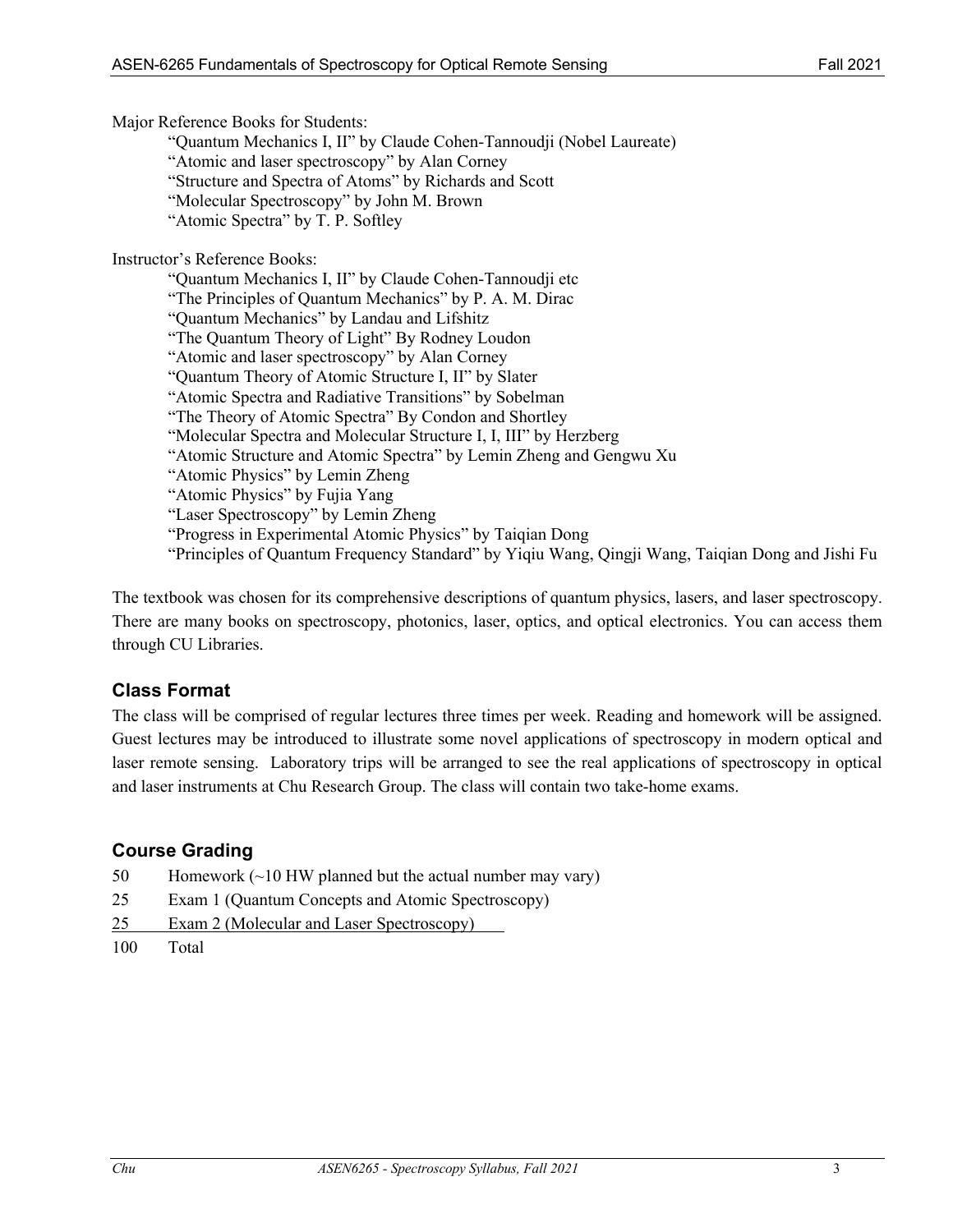Major Reference Books for Students:

- "Quantum Mechanics I, II" by Claude Cohen-Tannoudji (Nobel Laureate)
- "Atomic and laser spectroscopy" by Alan Corney
- "Structure and Spectra of Atoms" by Richards and Scott
- "Molecular Spectroscopy" by John M. Brown
- "Atomic Spectra" by T. P. Softley

Instructor's Reference Books:

- "Quantum Mechanics I, II" by Claude Cohen-Tannoudji etc
- "The Principles of Quantum Mechanics" by P. A. M. Dirac
- "Quantum Mechanics" by Landau and Lifshitz
- "The Quantum Theory of Light" By Rodney Loudon
- "Atomic and laser spectroscopy" by Alan Corney
- "Quantum Theory of Atomic Structure I, II" by Slater
- "Atomic Spectra and Radiative Transitions" by Sobelman
- "The Theory of Atomic Spectra" By Condon and Shortley
- "Molecular Spectra and Molecular Structure I, I, III" by Herzberg
- "Atomic Structure and Atomic Spectra" by Lemin Zheng and Gengwu Xu
- "Atomic Physics" by Lemin Zheng
- "Atomic Physics" by Fujia Yang
- "Laser Spectroscopy" by Lemin Zheng
- "Progress in Experimental Atomic Physics" by Taiqian Dong
- "Principles of Quantum Frequency Standard" by Yiqiu Wang, Qingji Wang, Taiqian Dong and Jishi Fu

The textbook was chosen for its comprehensive descriptions of quantum physics, lasers, and laser spectroscopy. There are many books on spectroscopy, photonics, laser, optics, and optical electronics. You can access them through CU Libraries.

## Class Format

The class will be comprised of regular lectures three times per week. Reading and homework will be assigned. Guest lectures may be introduced to illustrate some novel applications of spectroscopy in modern optical and laser remote sensing. Laboratory trips will be arranged to see the real applications of spectroscopy in optical and laser instruments at Chu Research Group. The class will contain two take-home exams.

## Course Grading

| | |
|---|---|
| 50 | Homework (~10 HW planned but the actual number may vary) |
| 25 | Exam 1 (Quantum Concepts and Atomic Spectroscopy) |
| 25 | Exam 2 (Molecular and Laser Spectroscopy) |
| 100 | Total |